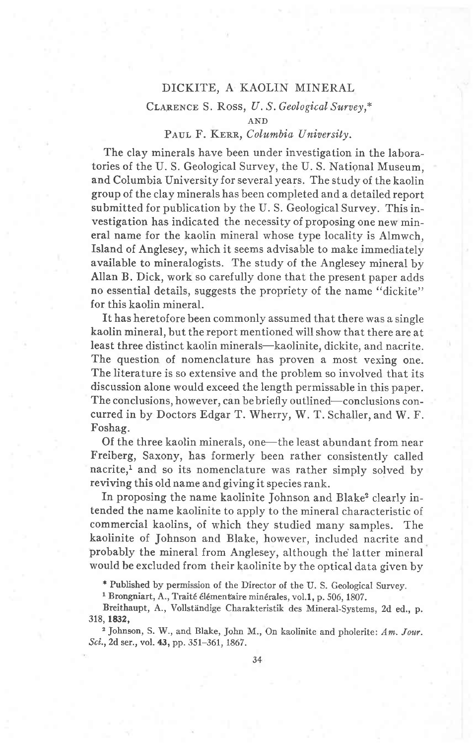# DICKITE, A KAOLIN MINERAL

CLARENCE S. ROSS, *U. S. Geological Survey*,*

AND

PAUL F. KERR, *Columbia University.*

The clay minerals have been under investigation in the laboratories of the U. S. Geological Survey, the U. S. National Museum, and Columbia University for several years. The study of the kaolin group of the clay minerals has been completed and a detailed report submitted for publication by the U. S. Geological Survey. This investigation has indicated the necessity of proposing one new mineral name for the kaolin mineral whose type locality is Almwch, Island of Anglesey, which it seems advisable to make immediately available to mineralogists. The study of the Anglesey mineral by Allan B. Dick, work so carefully done that the present paper adds no essential details, suggests the propriety of the name "dickite" for this kaolin mineral.

It has heretofore been commonly assumed that there was a single kaolin mineral, but the report mentioned will show that there are at least three distinct kaolin minerals—kaolinite, dickite, and nacrite. The question of nomenclature has proven a most vexing one. The literature is so extensive and the problem so involved that its discussion alone would exceed the length permissable in this paper. The conclusions, however, can be briefly outlined—conclusions concurred in by Doctors Edgar T. Wherry, W. T. Schaller, and W. F. Foshag.

Of the three kaolin minerals, one—the least abundant from near Freiberg, Saxony, has formerly been rather consistently called nacrite,[1] and so its nomenclature was rather simply solved by reviving this old name and giving it species rank.

In proposing the name kaolinite Johnson and Blake[2] clearly intended the name kaolinite to apply to the mineral characteristic of commercial kaolins, of which they studied many samples. The kaolinite of Johnson and Blake, however, included nacrite and probably the mineral from Anglesey, although the latter mineral would be excluded from their kaolinite by the optical data given by

\* Published by permission of the Director of the U. S. Geological Survey.

[1] Brongniart, A., Traité élémentaire minérales, vol. **1**, p. 506, 1807.

Breithaupt, A., Vollständige Charakteristik des Mineral-Systems, 2d ed., p. 318, **1832**,

[2] Johnson, S. W., and Blake, John M., On kaolinite and pholerite: *Am. Jour. Sci.*, 2d ser., vol. **43**, pp. 351–361, 1867.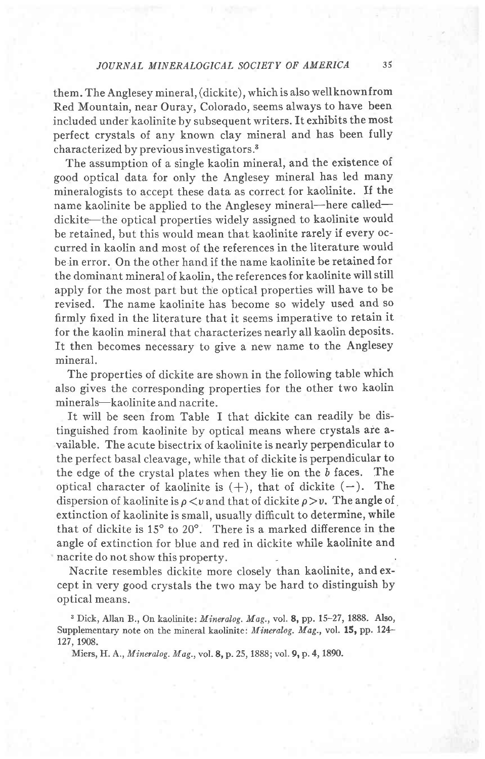them. The Anglesey mineral, (dickite), which is also well known from Red Mountain, near Ouray, Colorado, seems always to have been included under kaolinite by subsequent writers. It exhibits the most perfect crystals of any known clay mineral and has been fully characterized by previous investigators.[3]

The assumption of a single kaolin mineral, and the existence of good optical data for only the Anglesey mineral has led many mineralogists to accept these data as correct for kaolinite. If the name kaolinite be applied to the Anglesey mineral—here called—dickite—the optical properties widely assigned to kaolinite would be retained, but this would mean that kaolinite rarely if every occurred in kaolin and most of the references in the literature would be in error. On the other hand if the name kaolinite be retained for the dominant mineral of kaolin, the references for kaolinite will still apply for the most part but the optical properties will have to be revised. The name kaolinite has become so widely used and so firmly fixed in the literature that it seems imperative to retain it for the kaolin mineral that characterizes nearly all kaolin deposits. It then becomes necessary to give a new name to the Anglesey mineral.

The properties of dickite are shown in the following table which also gives the corresponding properties for the other two kaolin minerals—kaolinite and nacrite.

It will be seen from Table I that dickite can readily be distinguished from kaolinite by optical means where crystals are available. The acute bisectrix of kaolinite is nearly perpendicular to the perfect basal cleavage, while that of dickite is perpendicular to the edge of the crystal plates when they lie on the *b* faces. The optical character of kaolinite is (+), that of dickite (−). The dispersion of kaolinite is $\rho < v$ and that of dickite $\rho > v$. The angle of extinction of kaolinite is small, usually difficult to determine, while that of dickite is 15° to 20°. There is a marked difference in the angle of extinction for blue and red in dickite while kaolinite and nacrite do not show this property.

Nacrite resembles dickite more closely than kaolinite, and except in very good crystals the two may be hard to distinguish by optical means.

[3] Dick, Allan B., On kaolinite: *Mineralog. Mag.*, vol. **8**, pp. 15–27, 1888. Also, Supplementary note on the mineral kaolinite: *Mineralog. Mag.*, vol. **15**, pp. 124–127, 1908.

Miers, H. A., *Mineralog. Mag.*, vol. **8**, p. 25, 1888; vol. **9**, p. 4, 1890.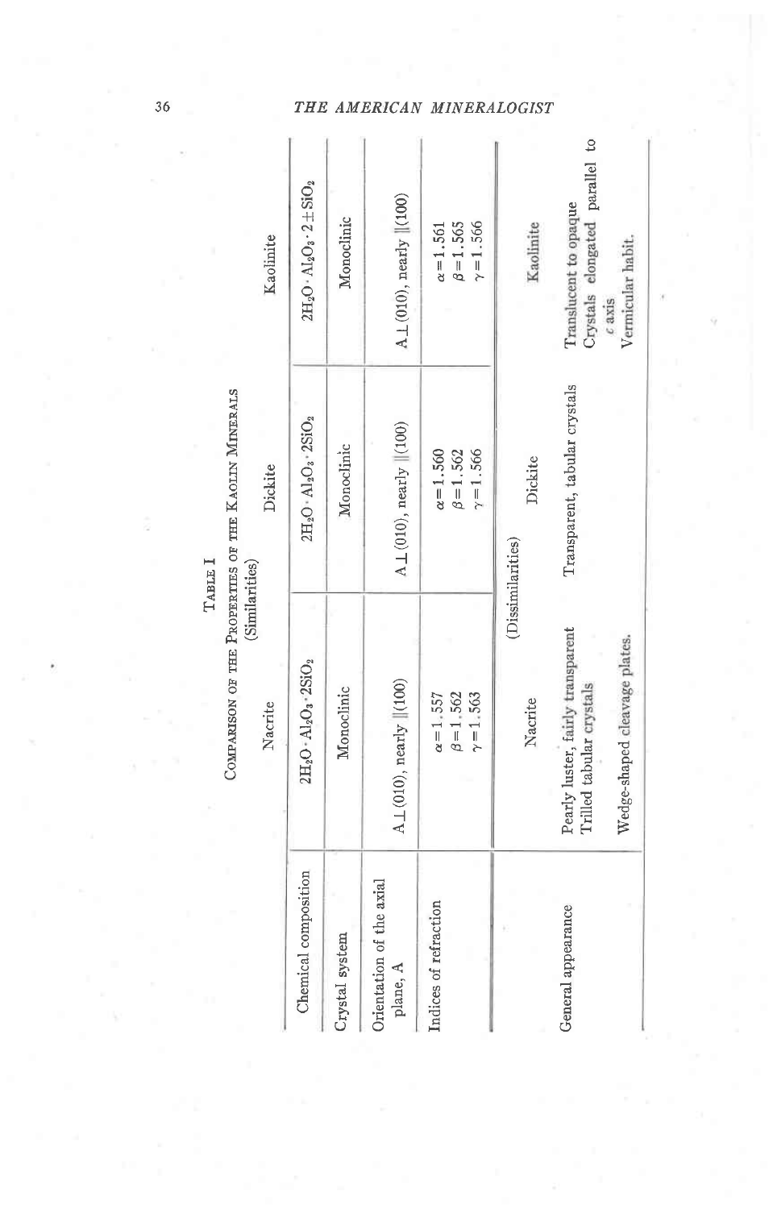TABLE I

COMPARISON OF THE PROPERTIES OF THE KAOLIN MINERALS

(Similarities)

| | Nacrite | Dickite | Kaolinite |
|---|---|---|---|
| Chemical composition | $2H_2O \cdot Al_2O_3 \cdot 2SiO_2$ | $2H_2O \cdot Al_2O_3 \cdot 2SiO_2$ | $2H_2O \cdot Al_2O_3 \cdot 2 \pm SiO_2$ |
| Crystal system | Monoclinic | Monoclinic | Monoclinic |
| Orientation of the axial plane, A | A ⊥ (010), nearly ∥(100) | A ⊥ (010), nearly ∥(100) | A ⊥ (010), nearly ∥(100) |
| Indices of refraction | $\alpha = 1.557$<br>$\beta = 1.562$<br>$\gamma = 1.563$ | $\alpha = 1.560$<br>$\beta = 1.562$<br>$\gamma = 1.566$ | $\alpha = 1.561$<br>$\beta = 1.565$<br>$\gamma = 1.566$ |

(Dissimilarities)

| | Nacrite | Dickite | Kaolinite |
|---|---|---|---|
| General appearance | Pearly luster, fairly transparent<br>Trilled tabular crystals<br>Wedge-shaped cleavage plates. | Transparent, tabular crystals | Translucent to opaque<br>Crystals elongated parallel to *c* axis<br>Vermicular habit. |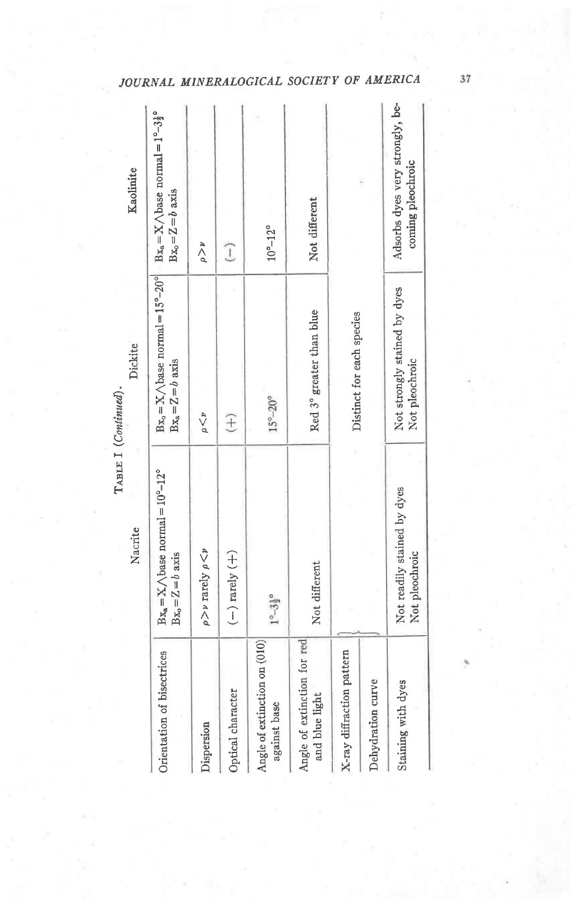TABLE I (*Continued*).

| | Nacrite | Dickite | Kaolinite |
|---|---|---|---|
| Orientation of bisectrices | $Bx_a = X \wedge$ base normal $= 10°–12°$ <br> $Bx_o = Z = b$ axis | $Bx_o = X \wedge$ base normal $= 15°–20°$ <br> $Bx_a = Z = b$ axis | $Bx_a = X \wedge$ base normal $= 1°–3\frac{1}{2}°$ <br> $Bx_o = Z = b$ axis |
| Dispersion | $\rho > v$ rarely $\rho < v$ | $\rho < v$ | $\rho > v$ |
| Optical character | $(-)$ rarely $(+)$ | $(+)$ | $(-)$ |
| Angle of extinction on (010) against base | $1°–3\frac{1}{2}°$ | $15°–20°$ | $10°–12°$ |
| Angle of extinction for red and blue light | Not different | Red 3° greater than blue | Not different |
| X-ray diffraction pattern | Distinct for each species | | |
| Dehydration curve | Distinct for each species | | |
| Staining with dyes | Not readily stained by dyes <br> Not pleochroic | Not strongly stained by dyes <br> Not pleochroic | Adsorbs dyes very strongly, becoming pleochroic |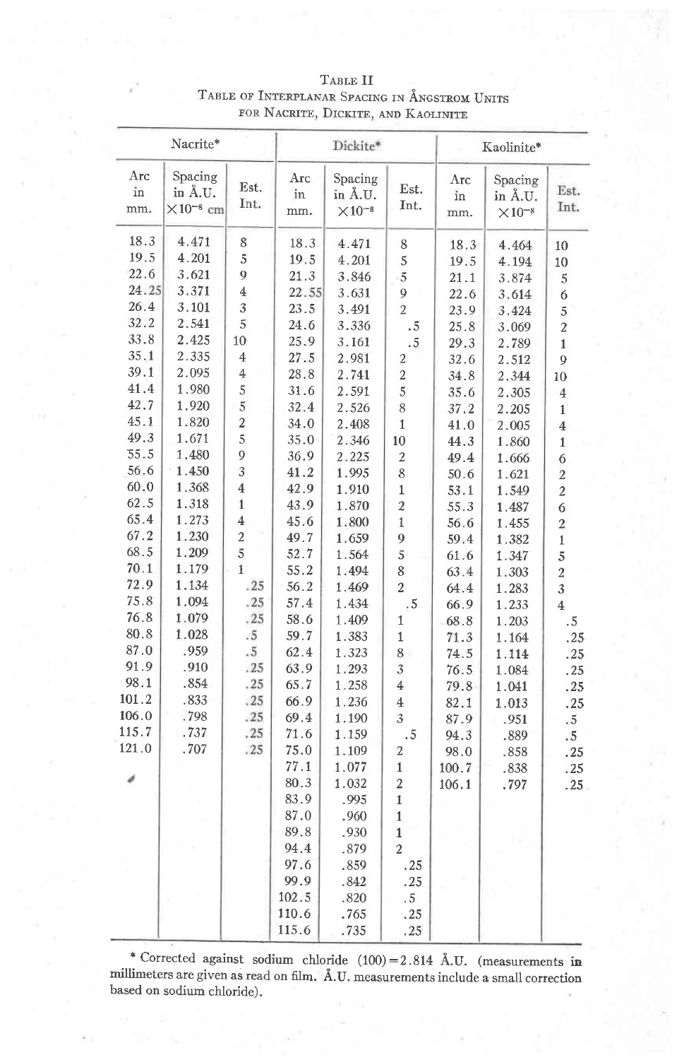TABLE II
TABLE OF INTERPLANAR SPACING IN ÅNGSTROM UNITS FOR NACRITE, DICKITE, AND KAOLINITE

| Nacrite* | | | Dickite* | | | Kaolinite* | | |
|---|---|---|---|---|---|---|---|---|
| Arc in mm. | Spacing in Å.U. $\times 10^{-8}$ cm | Est. Int. | Arc in mm. | Spacing in Å.U. $\times 10^{-8}$ | Est. Int. | Arc in mm. | Spacing in Å.U. $\times 10^{-8}$ | Est. Int. |
| 18.3 | 4.471 | 8 | 18.3 | 4.471 | 8 | 18.3 | 4.464 | 10 |
| 19.5 | 4.201 | 5 | 19.5 | 4.201 | 5 | 19.5 | 4.194 | 10 |
| 22.6 | 3.621 | 9 | 21.3 | 3.846 | 5 | 21.1 | 3.874 | 5 |
| 24.25 | 3.371 | 4 | 22.55 | 3.631 | 9 | 22.6 | 3.614 | 6 |
| 26.4 | 3.101 | 3 | 23.5 | 3.491 | 2 | 23.9 | 3.424 | 5 |
| 32.2 | 2.541 | 5 | 24.6 | 3.336 | .5 | 25.8 | 3.069 | 2 |
| 33.8 | 2.425 | 10 | 25.9 | 3.161 | .5 | 29.3 | 2.789 | 1 |
| 35.1 | 2.335 | 4 | 27.5 | 2.981 | 2 | 32.6 | 2.512 | 9 |
| 39.1 | 2.095 | 4 | 28.8 | 2.741 | 2 | 34.8 | 2.344 | 10 |
| 41.4 | 1.980 | 5 | 31.6 | 2.591 | 5 | 35.6 | 2.305 | 4 |
| 42.7 | 1.920 | 5 | 32.4 | 2.526 | 8 | 37.2 | 2.205 | 1 |
| 45.1 | 1.820 | 2 | 34.0 | 2.408 | 1 | 41.0 | 2.005 | 4 |
| 49.3 | 1.671 | 5 | 35.0 | 2.346 | 10 | 44.3 | 1.860 | 1 |
| 55.5 | 1.480 | 9 | 36.9 | 2.225 | 2 | 49.4 | 1.666 | 6 |
| 56.6 | 1.450 | 3 | 41.2 | 1.995 | 8 | 50.6 | 1.621 | 2 |
| 60.0 | 1.368 | 4 | 42.9 | 1.910 | 1 | 53.1 | 1.549 | 2 |
| 62.5 | 1.318 | 1 | 43.9 | 1.870 | 2 | 55.3 | 1.487 | 6 |
| 65.4 | 1.273 | 4 | 45.6 | 1.800 | 1 | 56.6 | 1.455 | 2 |
| 67.2 | 1.230 | 2 | 49.7 | 1.659 | 9 | 59.4 | 1.382 | 1 |
| 68.5 | 1.209 | 5 | 52.7 | 1.564 | 5 | 61.6 | 1.347 | 5 |
| 70.1 | 1.179 | 1 | 55.2 | 1.494 | 8 | 63.4 | 1.303 | 2 |
| 72.9 | 1.134 | .25 | 56.2 | 1.469 | 2 | 64.4 | 1.283 | 3 |
| 75.8 | 1.094 | .25 | 57.4 | 1.434 | .5 | 66.9 | 1.233 | 4 |
| 76.8 | 1.079 | .25 | 58.6 | 1.409 | 1 | 68.8 | 1.203 | .5 |
| 80.8 | 1.028 | .5 | 59.7 | 1.383 | 1 | 71.3 | 1.164 | .25 |
| 87.0 | .959 | .5 | 62.4 | 1.323 | 8 | 74.5 | 1.114 | .25 |
| 91.9 | .910 | .25 | 63.9 | 1.293 | 3 | 76.5 | 1.084 | .25 |
| 98.1 | .854 | .25 | 65.7 | 1.258 | 4 | 79.8 | 1.041 | .25 |
| 101.2 | .833 | .25 | 66.9 | 1.236 | 4 | 82.1 | 1.013 | .25 |
| 106.0 | .798 | .25 | 69.4 | 1.190 | 3 | 87.9 | .951 | .5 |
| 115.7 | .737 | .25 | 71.6 | 1.159 | .5 | 94.3 | .889 | .5 |
| 121.0 | .707 | .25 | 75.0 | 1.109 | 2 | 98.0 | .858 | .25 |
| | | | 77.1 | 1.077 | 1 | 100.7 | .838 | .25 |
| | | | 80.3 | 1.032 | 2 | 106.1 | .797 | .25 |
| | | | 83.9 | .995 | 1 | | | |
| | | | 87.0 | .960 | 1 | | | |
| | | | 89.8 | .930 | 1 | | | |
| | | | 94.4 | .879 | 2 | | | |
| | | | 97.6 | .859 | .25 | | | |
| | | | 99.9 | .842 | .25 | | | |
| | | | 102.5 | .820 | .5 | | | |
| | | | 110.6 | .765 | .25 | | | |
| | | | 115.6 | .735 | .25 | | | |

\* Corrected against sodium chloride (100) = 2.814 Å.U. (measurements in millimeters are given as read on film. Å.U. measurements include a small correction based on sodium chloride).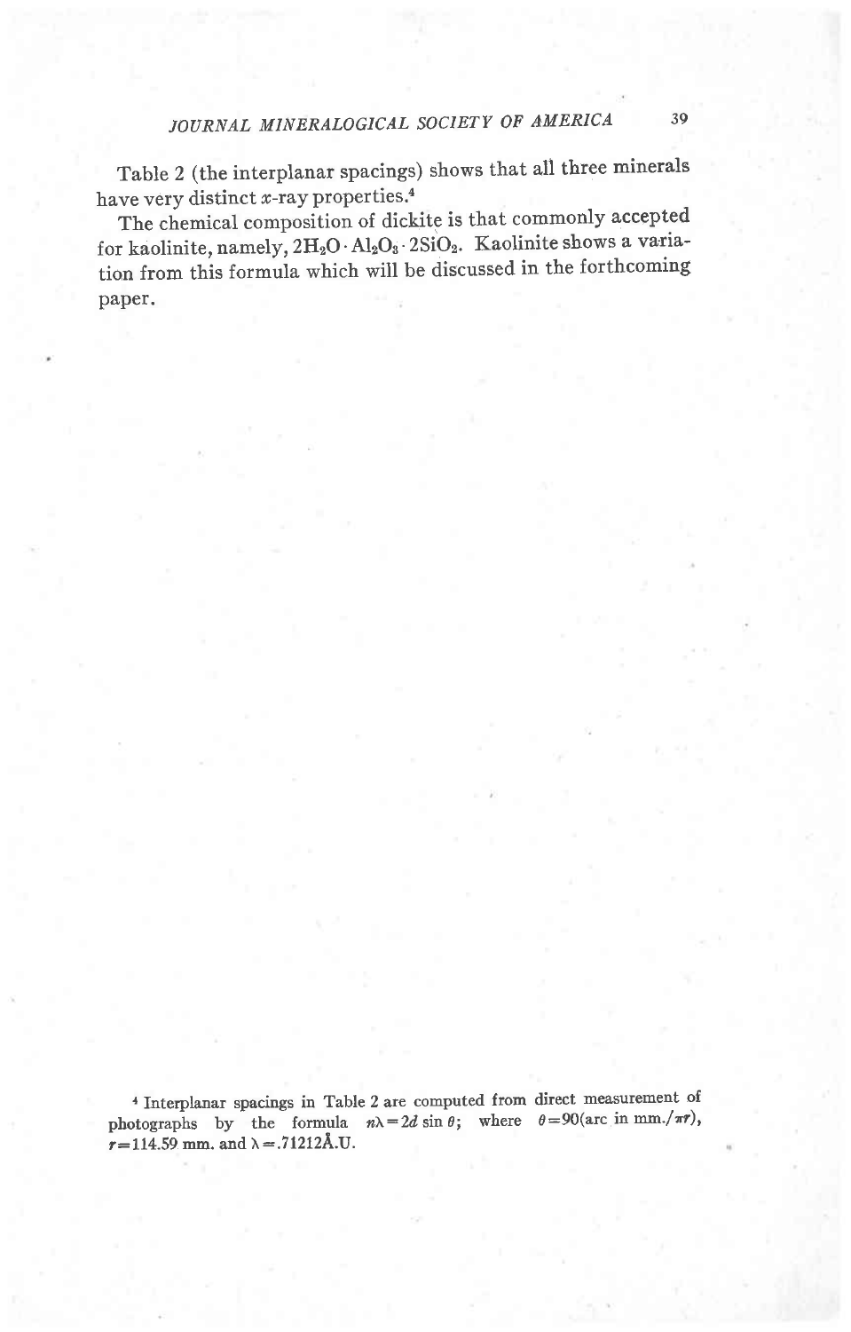Table 2 (the interplanar spacings) shows that all three minerals have very distinct *x*-ray properties.[4]

The chemical composition of dickite is that commonly accepted for kaolinite, namely, $2H_2O \cdot Al_2O_3 \cdot 2SiO_2$. Kaolinite shows a variation from this formula which will be discussed in the forthcoming paper.

[4] Interplanar spacings in Table 2 are computed from direct measurement of photographs by the formula $n\lambda = 2d \sin \theta$; where $\theta = 90(\text{arc in mm.}/\pi r)$, $r = 114.59$ mm. and $\lambda = .71212$Å.U.